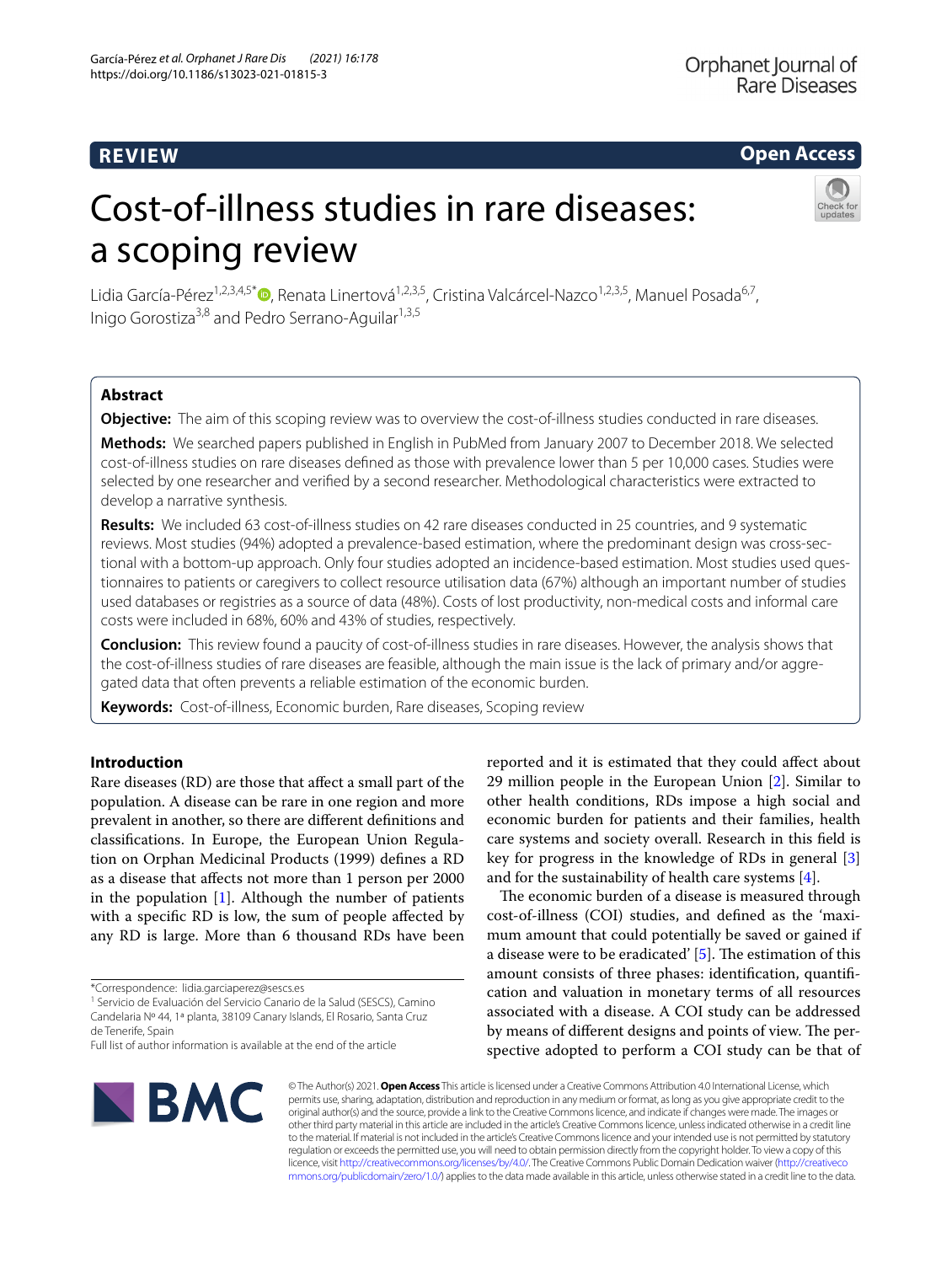REVIEW

Open Access

# Cost-of-illness studies in rare diseases: a scoping review

Lidia García-Pérez[1,2,3,4,5*], Renata Linertová[1,2,3,5], Cristina Valcárcel-Nazco[1,2,3,5], Manuel Posada[6,7], Inigo Gorostiza[3,8] and Pedro Serrano-Aguilar[1,3,5]

## Abstract

**Objective:** The aim of this scoping review was to overview the cost-of-illness studies conducted in rare diseases.

**Methods:** We searched papers published in English in PubMed from January 2007 to December 2018. We selected cost-of-illness studies on rare diseases defined as those with prevalence lower than 5 per 10,000 cases. Studies were selected by one researcher and verified by a second researcher. Methodological characteristics were extracted to develop a narrative synthesis.

**Results:** We included 63 cost-of-illness studies on 42 rare diseases conducted in 25 countries, and 9 systematic reviews. Most studies (94%) adopted a prevalence-based estimation, where the predominant design was cross-sectional with a bottom-up approach. Only four studies adopted an incidence-based estimation. Most studies used questionnaires to patients or caregivers to collect resource utilisation data (67%) although an important number of studies used databases or registries as a source of data (48%). Costs of lost productivity, non-medical costs and informal care costs were included in 68%, 60% and 43% of studies, respectively.

**Conclusion:** This review found a paucity of cost-of-illness studies in rare diseases. However, the analysis shows that the cost-of-illness studies of rare diseases are feasible, although the main issue is the lack of primary and/or aggregated data that often prevents a reliable estimation of the economic burden.

**Keywords:** Cost-of-illness, Economic burden, Rare diseases, Scoping review

## Introduction

Rare diseases (RD) are those that affect a small part of the population. A disease can be rare in one region and more prevalent in another, so there are different definitions and classifications. In Europe, the European Union Regulation on Orphan Medicinal Products (1999) defines a RD as a disease that affects not more than 1 person per 2000 in the population [1]. Although the number of patients with a specific RD is low, the sum of people affected by any RD is large. More than 6 thousand RDs have been reported and it is estimated that they could affect about 29 million people in the European Union [2]. Similar to other health conditions, RDs impose a high social and economic burden for patients and their families, health care systems and society overall. Research in this field is key for progress in the knowledge of RDs in general [3] and for the sustainability of health care systems [4].

The economic burden of a disease is measured through cost-of-illness (COI) studies, and defined as the 'maximum amount that could potentially be saved or gained if a disease were to be eradicated' [5]. The estimation of this amount consists of three phases: identification, quantification and valuation in monetary terms of all resources associated with a disease. A COI study can be addressed by means of different designs and points of view. The perspective adopted to perform a COI study can be that of

*Correspondence: lidia.garciaperez@sescs.es

[1] Servicio de Evaluación del Servicio Canario de la Salud (SESCS), Camino Candelaria Nº 44, 1ª planta, 38109 Canary Islands, El Rosario, Santa Cruz de Tenerife, Spain

Full list of author information is available at the end of the article

© The Author(s) 2021. **Open Access** This article is licensed under a Creative Commons Attribution 4.0 International License, which permits use, sharing, adaptation, distribution and reproduction in any medium or format, as long as you give appropriate credit to the original author(s) and the source, provide a link to the Creative Commons licence, and indicate if changes were made. The images or other third party material in this article are included in the article's Creative Commons licence, unless indicated otherwise in a credit line to the material. If material is not included in the article's Creative Commons licence and your intended use is not permitted by statutory regulation or exceeds the permitted use, you will need to obtain permission directly from the copyright holder. To view a copy of this licence, visit http://creativecommons.org/licenses/by/4.0/. The Creative Commons Public Domain Dedication waiver (http://creativecommons.org/publicdomain/zero/1.0/) applies to the data made available in this article, unless otherwise stated in a credit line to the data.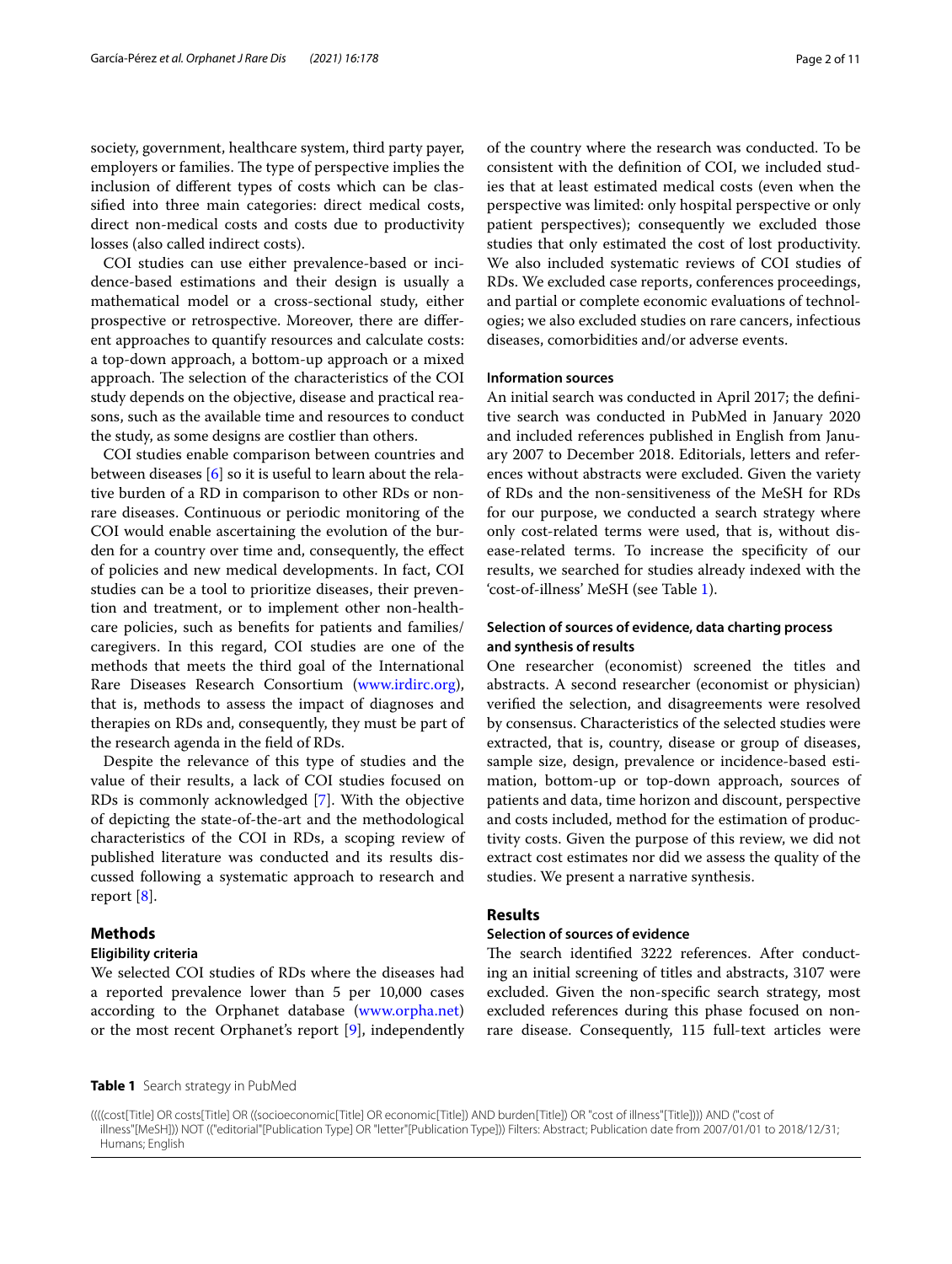society, government, healthcare system, third party payer, employers or families. The type of perspective implies the inclusion of different types of costs which can be classified into three main categories: direct medical costs, direct non-medical costs and costs due to productivity losses (also called indirect costs).

COI studies can use either prevalence-based or incidence-based estimations and their design is usually a mathematical model or a cross-sectional study, either prospective or retrospective. Moreover, there are different approaches to quantify resources and calculate costs: a top-down approach, a bottom-up approach or a mixed approach. The selection of the characteristics of the COI study depends on the objective, disease and practical reasons, such as the available time and resources to conduct the study, as some designs are costlier than others.

COI studies enable comparison between countries and between diseases [6] so it is useful to learn about the relative burden of a RD in comparison to other RDs or non-rare diseases. Continuous or periodic monitoring of the COI would enable ascertaining the evolution of the burden for a country over time and, consequently, the effect of policies and new medical developments. In fact, COI studies can be a tool to prioritize diseases, their prevention and treatment, or to implement other non-healthcare policies, such as benefits for patients and families/caregivers. In this regard, COI studies are one of the methods that meets the third goal of the International Rare Diseases Research Consortium (www.irdirc.org), that is, methods to assess the impact of diagnoses and therapies on RDs and, consequently, they must be part of the research agenda in the field of RDs.

Despite the relevance of this type of studies and the value of their results, a lack of COI studies focused on RDs is commonly acknowledged [7]. With the objective of depicting the state-of-the-art and the methodological characteristics of the COI in RDs, a scoping review of published literature was conducted and its results discussed following a systematic approach to research and report [8].

## Methods

### Eligibility criteria

We selected COI studies of RDs where the diseases had a reported prevalence lower than 5 per 10,000 cases according to the Orphanet database (www.orpha.net) or the most recent Orphanet's report [9], independently of the country where the research was conducted. To be consistent with the definition of COI, we included studies that at least estimated medical costs (even when the perspective was limited: only hospital perspective or only patient perspectives); consequently we excluded those studies that only estimated the cost of lost productivity. We also included systematic reviews of COI studies of RDs. We excluded case reports, conferences proceedings, and partial or complete economic evaluations of technologies; we also excluded studies on rare cancers, infectious diseases, comorbidities and/or adverse events.

### Information sources

An initial search was conducted in April 2017; the definitive search was conducted in PubMed in January 2020 and included references published in English from January 2007 to December 2018. Editorials, letters and references without abstracts were excluded. Given the variety of RDs and the non-sensitiveness of the MeSH for RDs for our purpose, we conducted a search strategy where only cost-related terms were used, that is, without disease-related terms. To increase the specificity of our results, we searched for studies already indexed with the 'cost-of-illness' MeSH (see Table 1).

### Selection of sources of evidence, data charting process and synthesis of results

One researcher (economist) screened the titles and abstracts. A second researcher (economist or physician) verified the selection, and disagreements were resolved by consensus. Characteristics of the selected studies were extracted, that is, country, disease or group of diseases, sample size, design, prevalence or incidence-based estimation, bottom-up or top-down approach, sources of patients and data, time horizon and discount, perspective and costs included, method for the estimation of productivity costs. Given the purpose of this review, we did not extract cost estimates nor did we assess the quality of the studies. We present a narrative synthesis.

## Results

### Selection of sources of evidence

The search identified 3222 references. After conducting an initial screening of titles and abstracts, 3107 were excluded. Given the non-specific search strategy, most excluded references during this phase focused on non-rare disease. Consequently, 115 full-text articles were

**Table 1** Search strategy in PubMed

| |
|---|
| ((((cost[Title] OR costs[Title] OR ((socioeconomic[Title] OR economic[Title]) AND burden[Title]) OR "cost of illness"[Title]))) AND ("cost of illness"[MeSH])) NOT (("editorial"[Publication Type] OR "letter"[Publication Type])) Filters: Abstract; Publication date from 2007/01/01 to 2018/12/31; Humans; English |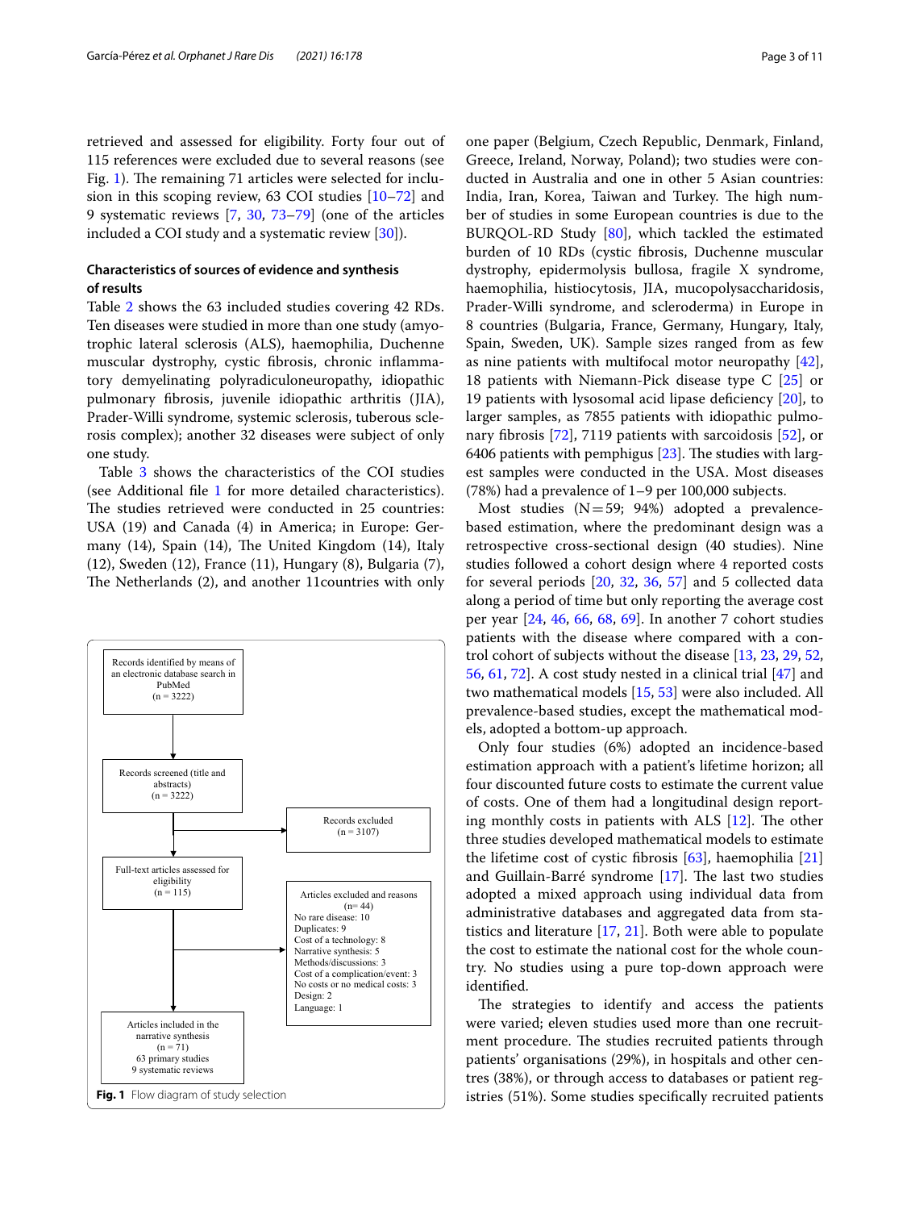retrieved and assessed for eligibility. Forty four out of 115 references were excluded due to several reasons (see Fig. 1). The remaining 71 articles were selected for inclusion in this scoping review, 63 COI studies [10–72] and 9 systematic reviews [7, 30, 73–79] (one of the articles included a COI study and a systematic review [30]).

### Characteristics of sources of evidence and synthesis of results

Table 2 shows the 63 included studies covering 42 RDs. Ten diseases were studied in more than one study (amyotrophic lateral sclerosis (ALS), haemophilia, Duchenne muscular dystrophy, cystic fibrosis, chronic inflammatory demyelinating polyradiculoneuropathy, idiopathic pulmonary fibrosis, juvenile idiopathic arthritis (JIA), Prader-Willi syndrome, systemic sclerosis, tuberous sclerosis complex); another 32 diseases were subject of only one study.

Table 3 shows the characteristics of the COI studies (see Additional file 1 for more detailed characteristics). The studies retrieved were conducted in 25 countries: USA (19) and Canada (4) in America; in Europe: Germany (14), Spain (14), The United Kingdom (14), Italy (12), Sweden (12), France (11), Hungary (8), Bulgaria (7), The Netherlands (2), and another 11countries with only one paper (Belgium, Czech Republic, Denmark, Finland, Greece, Ireland, Norway, Poland); two studies were conducted in Australia and one in other 5 Asian countries: India, Iran, Korea, Taiwan and Turkey. The high number of studies in some European countries is due to the BURQOL-RD Study [80], which tackled the estimated burden of 10 RDs (cystic fibrosis, Duchenne muscular dystrophy, epidermolysis bullosa, fragile X syndrome, haemophilia, histiocytosis, JIA, mucopolysaccharidosis, Prader-Willi syndrome, and scleroderma) in Europe in 8 countries (Bulgaria, France, Germany, Hungary, Italy, Spain, Sweden, UK). Sample sizes ranged from as few as nine patients with multifocal motor neuropathy [42], 18 patients with Niemann-Pick disease type C [25] or 19 patients with lysosomal acid lipase deficiency [20], to larger samples, as 7855 patients with idiopathic pulmonary fibrosis [72], 7119 patients with sarcoidosis [52], or 6406 patients with pemphigus [23]. The studies with largest samples were conducted in the USA. Most diseases (78%) had a prevalence of 1–9 per 100,000 subjects.

Most studies (N = 59; 94%) adopted a prevalence-based estimation, where the predominant design was a retrospective cross-sectional design (40 studies). Nine studies followed a cohort design where 4 reported costs for several periods [20, 32, 36, 57] and 5 collected data along a period of time but only reporting the average cost per year [24, 46, 66, 68, 69]. In another 7 cohort studies patients with the disease where compared with a control cohort of subjects without the disease [13, 23, 29, 52, 56, 61, 72]. A cost study nested in a clinical trial [47] and two mathematical models [15, 53] were also included. All prevalence-based studies, except the mathematical models, adopted a bottom-up approach.

Only four studies (6%) adopted an incidence-based estimation approach with a patient's lifetime horizon; all four discounted future costs to estimate the current value of costs. One of them had a longitudinal design reporting monthly costs in patients with ALS [12]. The other three studies developed mathematical models to estimate the lifetime cost of cystic fibrosis [63], haemophilia [21] and Guillain-Barré syndrome [17]. The last two studies adopted a mixed approach using individual data from administrative databases and aggregated data from statistics and literature [17, 21]. Both were able to populate the cost to estimate the national cost for the whole country. No studies using a pure top-down approach were identified.

The strategies to identify and access the patients were varied; eleven studies used more than one recruitment procedure. The studies recruited patients through patients' organisations (29%), in hospitals and other centres (38%), or through access to databases or patient registries (51%). Some studies specifically recruited patients

```
Records identified by means of an electronic database search in PubMed (n = 3222)
        ↓
Records screened (title and abstracts) (n = 3222)  →  Records excluded (n = 3107)
        ↓
Full-text articles assessed for eligibility (n = 115)  →  Articles excluded and reasons (n= 44)
                                                          No rare disease: 10
                                                          Duplicates: 9
                                                          Cost of a technology: 8
                                                          Narrative synthesis: 5
                                                          Methods/discussions: 3
                                                          Cost of a complication/event: 3
                                                          No costs or no medical costs: 3
                                                          Design: 2
                                                          Language: 1
        ↓
Articles included in the narrative synthesis (n = 71)
63 primary studies
9 systematic reviews
```

**Fig. 1** Flow diagram of study selection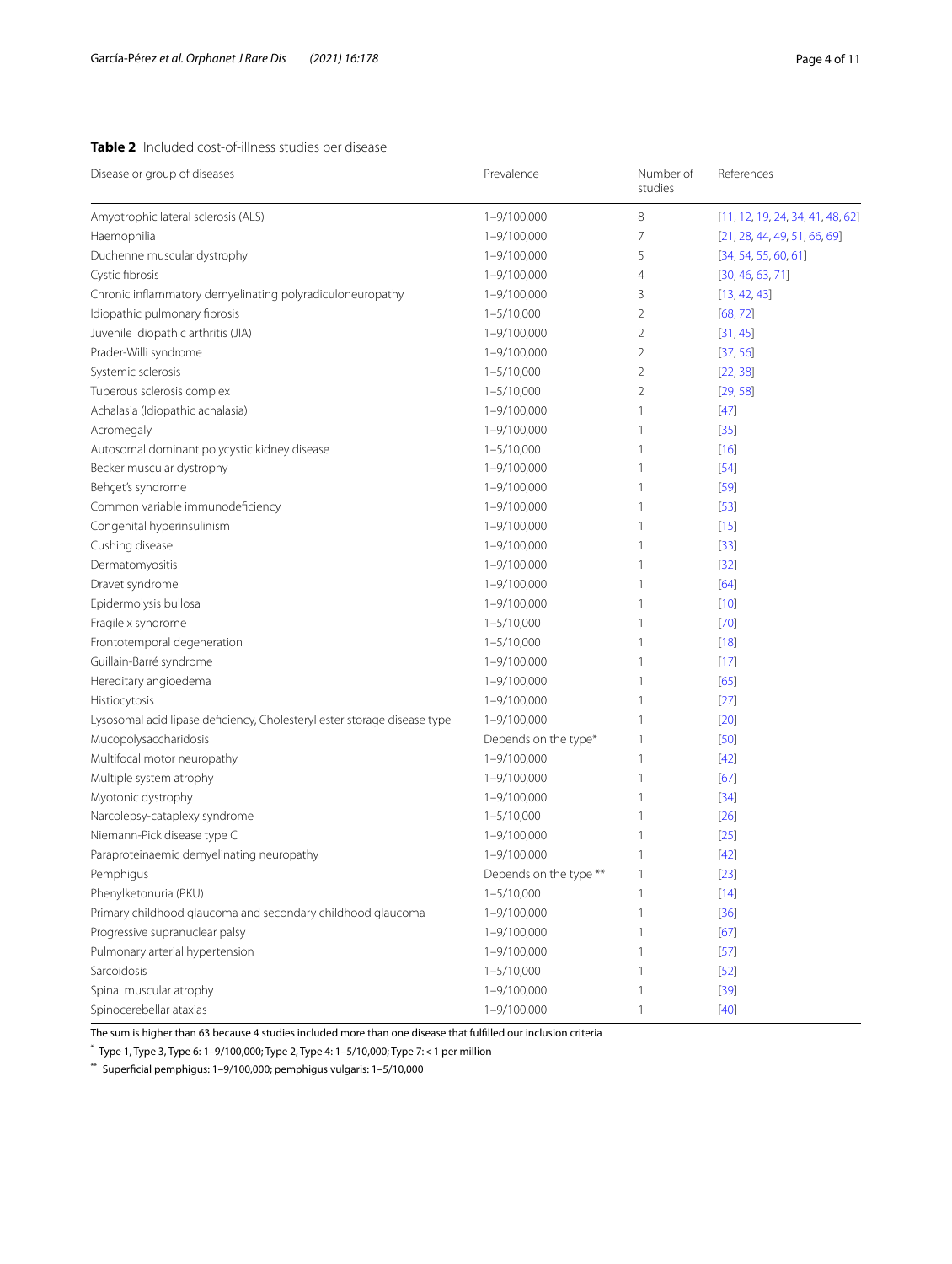**Table 2** Included cost-of-illness studies per disease

| Disease or group of diseases | Prevalence | Number of studies | References |
|---|---|---|---|
| Amyotrophic lateral sclerosis (ALS) | 1–9/100,000 | 8 | [11, 12, 19, 24, 34, 41, 48, 62] |
| Haemophilia | 1–9/100,000 | 7 | [21, 28, 44, 49, 51, 66, 69] |
| Duchenne muscular dystrophy | 1–9/100,000 | 5 | [34, 54, 55, 60, 61] |
| Cystic fibrosis | 1–9/100,000 | 4 | [30, 46, 63, 71] |
| Chronic inflammatory demyelinating polyradiculoneuropathy | 1–9/100,000 | 3 | [13, 42, 43] |
| Idiopathic pulmonary fibrosis | 1–5/10,000 | 2 | [68, 72] |
| Juvenile idiopathic arthritis (JIA) | 1–9/100,000 | 2 | [31, 45] |
| Prader-Willi syndrome | 1–9/100,000 | 2 | [37, 56] |
| Systemic sclerosis | 1–5/10,000 | 2 | [22, 38] |
| Tuberous sclerosis complex | 1–5/10,000 | 2 | [29, 58] |
| Achalasia (Idiopathic achalasia) | 1–9/100,000 | 1 | [47] |
| Acromegaly | 1–9/100,000 | 1 | [35] |
| Autosomal dominant polycystic kidney disease | 1–5/10,000 | 1 | [16] |
| Becker muscular dystrophy | 1–9/100,000 | 1 | [54] |
| Behçet's syndrome | 1–9/100,000 | 1 | [59] |
| Common variable immunodeficiency | 1–9/100,000 | 1 | [53] |
| Congenital hyperinsulinism | 1–9/100,000 | 1 | [15] |
| Cushing disease | 1–9/100,000 | 1 | [33] |
| Dermatomyositis | 1–9/100,000 | 1 | [32] |
| Dravet syndrome | 1–9/100,000 | 1 | [64] |
| Epidermolysis bullosa | 1–9/100,000 | 1 | [10] |
| Fragile x syndrome | 1–5/10,000 | 1 | [70] |
| Frontotemporal degeneration | 1–5/10,000 | 1 | [18] |
| Guillain-Barré syndrome | 1–9/100,000 | 1 | [17] |
| Hereditary angioedema | 1–9/100,000 | 1 | [65] |
| Histiocytosis | 1–9/100,000 | 1 | [27] |
| Lysosomal acid lipase deficiency, Cholesteryl ester storage disease type | 1–9/100,000 | 1 | [20] |
| Mucopolysaccharidosis | Depends on the type* | 1 | [50] |
| Multifocal motor neuropathy | 1–9/100,000 | 1 | [42] |
| Multiple system atrophy | 1–9/100,000 | 1 | [67] |
| Myotonic dystrophy | 1–9/100,000 | 1 | [34] |
| Narcolepsy-cataplexy syndrome | 1–5/10,000 | 1 | [26] |
| Niemann-Pick disease type C | 1–9/100,000 | 1 | [25] |
| Paraproteinaemic demyelinating neuropathy | 1–9/100,000 | 1 | [42] |
| Pemphigus | Depends on the type ** | 1 | [23] |
| Phenylketonuria (PKU) | 1–5/10,000 | 1 | [14] |
| Primary childhood glaucoma and secondary childhood glaucoma | 1–9/100,000 | 1 | [36] |
| Progressive supranuclear palsy | 1–9/100,000 | 1 | [67] |
| Pulmonary arterial hypertension | 1–9/100,000 | 1 | [57] |
| Sarcoidosis | 1–5/10,000 | 1 | [52] |
| Spinal muscular atrophy | 1–9/100,000 | 1 | [39] |
| Spinocerebellar ataxias | 1–9/100,000 | 1 | [40] |

The sum is higher than 63 because 4 studies included more than one disease that fulfilled our inclusion criteria

* Type 1, Type 3, Type 6: 1–9/100,000; Type 2, Type 4: 1–5/10,000; Type 7: < 1 per million

** Superficial pemphigus: 1–9/100,000; pemphigus vulgaris: 1–5/10,000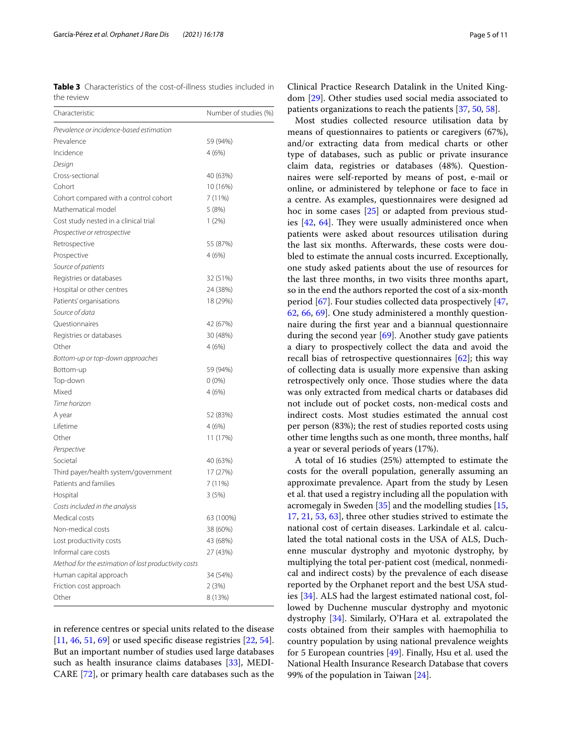**Table 3** Characteristics of the cost-of-illness studies included in the review

| Characteristic | Number of studies (%) |
|---|---|
| *Prevalence or incidence-based estimation* | |
| Prevalence | 59 (94%) |
| Incidence | 4 (6%) |
| *Design* | |
| Cross-sectional | 40 (63%) |
| Cohort | 10 (16%) |
| Cohort compared with a control cohort | 7 (11%) |
| Mathematical model | 5 (8%) |
| Cost study nested in a clinical trial | 1 (2%) |
| *Prospective or retrospective* | |
| Retrospective | 55 (87%) |
| Prospective | 4 (6%) |
| *Source of patients* | |
| Registries or databases | 32 (51%) |
| Hospital or other centres | 24 (38%) |
| Patients' organisations | 18 (29%) |
| *Source of data* | |
| Questionnaires | 42 (67%) |
| Registries or databases | 30 (48%) |
| Other | 4 (6%) |
| *Bottom-up or top-down approaches* | |
| Bottom-up | 59 (94%) |
| Top-down | 0 (0%) |
| Mixed | 4 (6%) |
| *Time horizon* | |
| A year | 52 (83%) |
| Lifetime | 4 (6%) |
| Other | 11 (17%) |
| *Perspective* | |
| Societal | 40 (63%) |
| Third payer/health system/government | 17 (27%) |
| Patients and families | 7 (11%) |
| Hospital | 3 (5%) |
| *Costs included in the analysis* | |
| Medical costs | 63 (100%) |
| Non-medical costs | 38 (60%) |
| Lost productivity costs | 43 (68%) |
| Informal care costs | 27 (43%) |
| *Method for the estimation of lost productivity costs* | |
| Human capital approach | 34 (54%) |
| Friction cost approach | 2 (3%) |
| Other | 8 (13%) |

in reference centres or special units related to the disease [11, 46, 51, 69] or used specific disease registries [22, 54]. But an important number of studies used large databases such as health insurance claims databases [33], MEDICARE [72], or primary health care databases such as the Clinical Practice Research Datalink in the United Kingdom [29]. Other studies used social media associated to patients organizations to reach the patients [37, 50, 58].

Most studies collected resource utilisation data by means of questionnaires to patients or caregivers (67%), and/or extracting data from medical charts or other type of databases, such as public or private insurance claim data, registries or databases (48%). Questionnaires were self-reported by means of post, e-mail or online, or administered by telephone or face to face in a centre. As examples, questionnaires were designed ad hoc in some cases [25] or adapted from previous studies [42, 64]. They were usually administered once when patients were asked about resources utilisation during the last six months. Afterwards, these costs were doubled to estimate the annual costs incurred. Exceptionally, one study asked patients about the use of resources for the last three months, in two visits three months apart, so in the end the authors reported the cost of a six-month period [67]. Four studies collected data prospectively [47, 62, 66, 69]. One study administered a monthly questionnaire during the first year and a biannual questionnaire during the second year [69]. Another study gave patients a diary to prospectively collect the data and avoid the recall bias of retrospective questionnaires [62]; this way of collecting data is usually more expensive than asking retrospectively only once. Those studies where the data was only extracted from medical charts or databases did not include out of pocket costs, non-medical costs and indirect costs. Most studies estimated the annual cost per person (83%); the rest of studies reported costs using other time lengths such as one month, three months, half a year or several periods of years (17%).

A total of 16 studies (25%) attempted to estimate the costs for the overall population, generally assuming an approximate prevalence. Apart from the study by Lesen et al. that used a registry including all the population with acromegaly in Sweden [35] and the modelling studies [15, 17, 21, 53, 63], three other studies strived to estimate the national cost of certain diseases. Larkindale et al. calculated the total national costs in the USA of ALS, Duchenne muscular dystrophy and myotonic dystrophy, by multiplying the total per-patient cost (medical, nonmedical and indirect costs) by the prevalence of each disease reported by the Orphanet report and the best USA studies [34]. ALS had the largest estimated national cost, followed by Duchenne muscular dystrophy and myotonic dystrophy [34]. Similarly, O'Hara et al. extrapolated the costs obtained from their samples with haemophilia to country population by using national prevalence weights for 5 European countries [49]. Finally, Hsu et al. used the National Health Insurance Research Database that covers 99% of the population in Taiwan [24].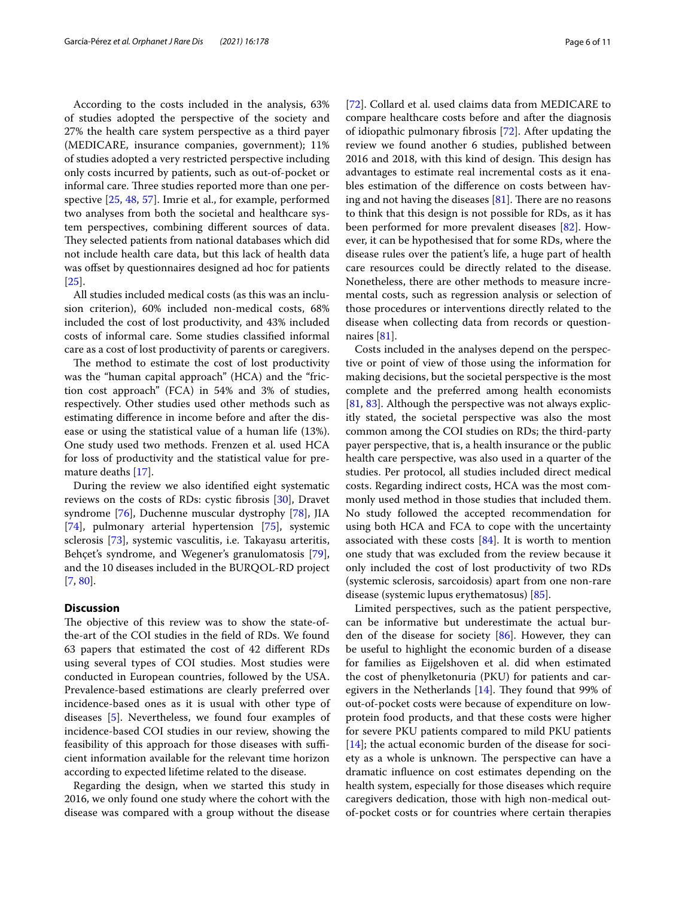According to the costs included in the analysis, 63% of studies adopted the perspective of the society and 27% the health care system perspective as a third payer (MEDICARE, insurance companies, government); 11% of studies adopted a very restricted perspective including only costs incurred by patients, such as out-of-pocket or informal care. Three studies reported more than one perspective [25, 48, 57]. Imrie et al., for example, performed two analyses from both the societal and healthcare system perspectives, combining different sources of data. They selected patients from national databases which did not include health care data, but this lack of health data was offset by questionnaires designed ad hoc for patients [25].

All studies included medical costs (as this was an inclusion criterion), 60% included non-medical costs, 68% included the cost of lost productivity, and 43% included costs of informal care. Some studies classified informal care as a cost of lost productivity of parents or caregivers.

The method to estimate the cost of lost productivity was the "human capital approach" (HCA) and the "friction cost approach" (FCA) in 54% and 3% of studies, respectively. Other studies used other methods such as estimating difference in income before and after the disease or using the statistical value of a human life (13%). One study used two methods. Frenzen et al. used HCA for loss of productivity and the statistical value for premature deaths [17].

During the review we also identified eight systematic reviews on the costs of RDs: cystic fibrosis [30], Dravet syndrome [76], Duchenne muscular dystrophy [78], JIA [74], pulmonary arterial hypertension [75], systemic sclerosis [73], systemic vasculitis, i.e. Takayasu arteritis, Behçet's syndrome, and Wegener's granulomatosis [79], and the 10 diseases included in the BURQOL-RD project [7, 80].

## Discussion

The objective of this review was to show the state-of-the-art of the COI studies in the field of RDs. We found 63 papers that estimated the cost of 42 different RDs using several types of COI studies. Most studies were conducted in European countries, followed by the USA. Prevalence-based estimations are clearly preferred over incidence-based ones as it is usual with other type of diseases [5]. Nevertheless, we found four examples of incidence-based COI studies in our review, showing the feasibility of this approach for those diseases with sufficient information available for the relevant time horizon according to expected lifetime related to the disease.

Regarding the design, when we started this study in 2016, we only found one study where the cohort with the disease was compared with a group without the disease [72]. Collard et al. used claims data from MEDICARE to compare healthcare costs before and after the diagnosis of idiopathic pulmonary fibrosis [72]. After updating the review we found another 6 studies, published between 2016 and 2018, with this kind of design. This design has advantages to estimate real incremental costs as it enables estimation of the difference on costs between having and not having the diseases [81]. There are no reasons to think that this design is not possible for RDs, as it has been performed for more prevalent diseases [82]. However, it can be hypothesised that for some RDs, where the disease rules over the patient's life, a huge part of health care resources could be directly related to the disease. Nonetheless, there are other methods to measure incremental costs, such as regression analysis or selection of those procedures or interventions directly related to the disease when collecting data from records or questionnaires [81].

Costs included in the analyses depend on the perspective or point of view of those using the information for making decisions, but the societal perspective is the most complete and the preferred among health economists [81, 83]. Although the perspective was not always explicitly stated, the societal perspective was also the most common among the COI studies on RDs; the third-party payer perspective, that is, a health insurance or the public health care perspective, was also used in a quarter of the studies. Per protocol, all studies included direct medical costs. Regarding indirect costs, HCA was the most commonly used method in those studies that included them. No study followed the accepted recommendation for using both HCA and FCA to cope with the uncertainty associated with these costs [84]. It is worth to mention one study that was excluded from the review because it only included the cost of lost productivity of two RDs (systemic sclerosis, sarcoidosis) apart from one non-rare disease (systemic lupus erythematosus) [85].

Limited perspectives, such as the patient perspective, can be informative but underestimate the actual burden of the disease for society [86]. However, they can be useful to highlight the economic burden of a disease for families as Eijgelshoven et al. did when estimated the cost of phenylketonuria (PKU) for patients and caregivers in the Netherlands [14]. They found that 99% of out-of-pocket costs were because of expenditure on low-protein food products, and that these costs were higher for severe PKU patients compared to mild PKU patients [14]; the actual economic burden of the disease for society as a whole is unknown. The perspective can have a dramatic influence on cost estimates depending on the health system, especially for those diseases which require caregivers dedication, those with high non-medical out-of-pocket costs or for countries where certain therapies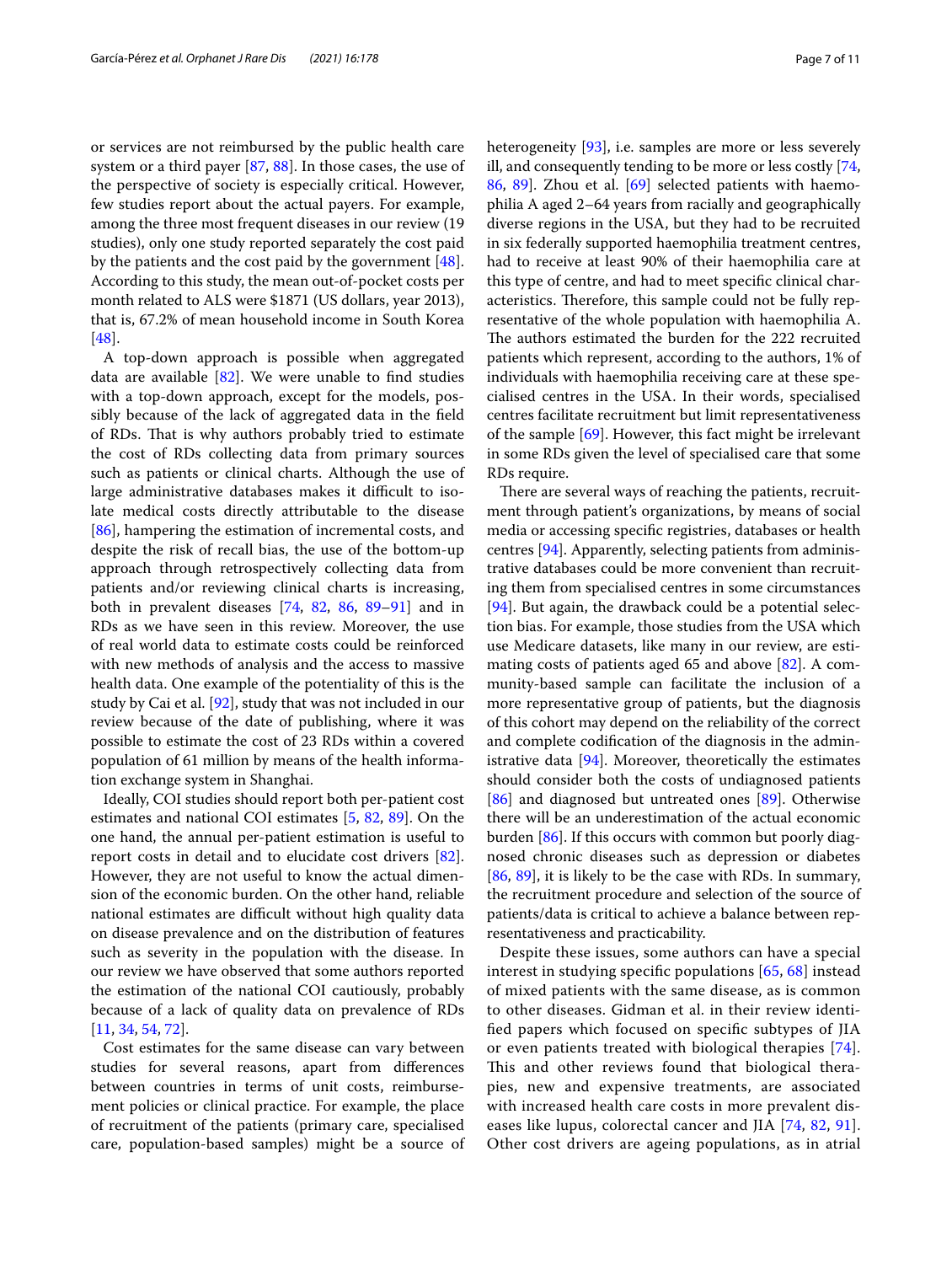or services are not reimbursed by the public health care system or a third payer [87, 88]. In those cases, the use of the perspective of society is especially critical. However, few studies report about the actual payers. For example, among the three most frequent diseases in our review (19 studies), only one study reported separately the cost paid by the patients and the cost paid by the government [48]. According to this study, the mean out-of-pocket costs per month related to ALS were $1871 (US dollars, year 2013), that is, 67.2% of mean household income in South Korea [48].

A top-down approach is possible when aggregated data are available [82]. We were unable to find studies with a top-down approach, except for the models, possibly because of the lack of aggregated data in the field of RDs. That is why authors probably tried to estimate the cost of RDs collecting data from primary sources such as patients or clinical charts. Although the use of large administrative databases makes it difficult to isolate medical costs directly attributable to the disease [86], hampering the estimation of incremental costs, and despite the risk of recall bias, the use of the bottom-up approach through retrospectively collecting data from patients and/or reviewing clinical charts is increasing, both in prevalent diseases [74, 82, 86, 89–91] and in RDs as we have seen in this review. Moreover, the use of real world data to estimate costs could be reinforced with new methods of analysis and the access to massive health data. One example of the potentiality of this is the study by Cai et al. [92], study that was not included in our review because of the date of publishing, where it was possible to estimate the cost of 23 RDs within a covered population of 61 million by means of the health information exchange system in Shanghai.

Ideally, COI studies should report both per-patient cost estimates and national COI estimates [5, 82, 89]. On the one hand, the annual per-patient estimation is useful to report costs in detail and to elucidate cost drivers [82]. However, they are not useful to know the actual dimension of the economic burden. On the other hand, reliable national estimates are difficult without high quality data on disease prevalence and on the distribution of features such as severity in the population with the disease. In our review we have observed that some authors reported the estimation of the national COI cautiously, probably because of a lack of quality data on prevalence of RDs [11, 34, 54, 72].

Cost estimates for the same disease can vary between studies for several reasons, apart from differences between countries in terms of unit costs, reimbursement policies or clinical practice. For example, the place of recruitment of the patients (primary care, specialised care, population-based samples) might be a source of heterogeneity [93], i.e. samples are more or less severely ill, and consequently tending to be more or less costly [74, 86, 89]. Zhou et al. [69] selected patients with haemophilia A aged 2–64 years from racially and geographically diverse regions in the USA, but they had to be recruited in six federally supported haemophilia treatment centres, had to receive at least 90% of their haemophilia care at this type of centre, and had to meet specific clinical characteristics. Therefore, this sample could not be fully representative of the whole population with haemophilia A. The authors estimated the burden for the 222 recruited patients which represent, according to the authors, 1% of individuals with haemophilia receiving care at these specialised centres in the USA. In their words, specialised centres facilitate recruitment but limit representativeness of the sample [69]. However, this fact might be irrelevant in some RDs given the level of specialised care that some RDs require.

There are several ways of reaching the patients, recruitment through patient's organizations, by means of social media or accessing specific registries, databases or health centres [94]. Apparently, selecting patients from administrative databases could be more convenient than recruiting them from specialised centres in some circumstances [94]. But again, the drawback could be a potential selection bias. For example, those studies from the USA which use Medicare datasets, like many in our review, are estimating costs of patients aged 65 and above [82]. A community-based sample can facilitate the inclusion of a more representative group of patients, but the diagnosis of this cohort may depend on the reliability of the correct and complete codification of the diagnosis in the administrative data [94]. Moreover, theoretically the estimates should consider both the costs of undiagnosed patients [86] and diagnosed but untreated ones [89]. Otherwise there will be an underestimation of the actual economic burden [86]. If this occurs with common but poorly diagnosed chronic diseases such as depression or diabetes [86, 89], it is likely to be the case with RDs. In summary, the recruitment procedure and selection of the source of patients/data is critical to achieve a balance between representativeness and practicability.

Despite these issues, some authors can have a special interest in studying specific populations [65, 68] instead of mixed patients with the same disease, as is common to other diseases. Gidman et al. in their review identified papers which focused on specific subtypes of JIA or even patients treated with biological therapies [74]. This and other reviews found that biological therapies, new and expensive treatments, are associated with increased health care costs in more prevalent diseases like lupus, colorectal cancer and JIA [74, 82, 91]. Other cost drivers are ageing populations, as in atrial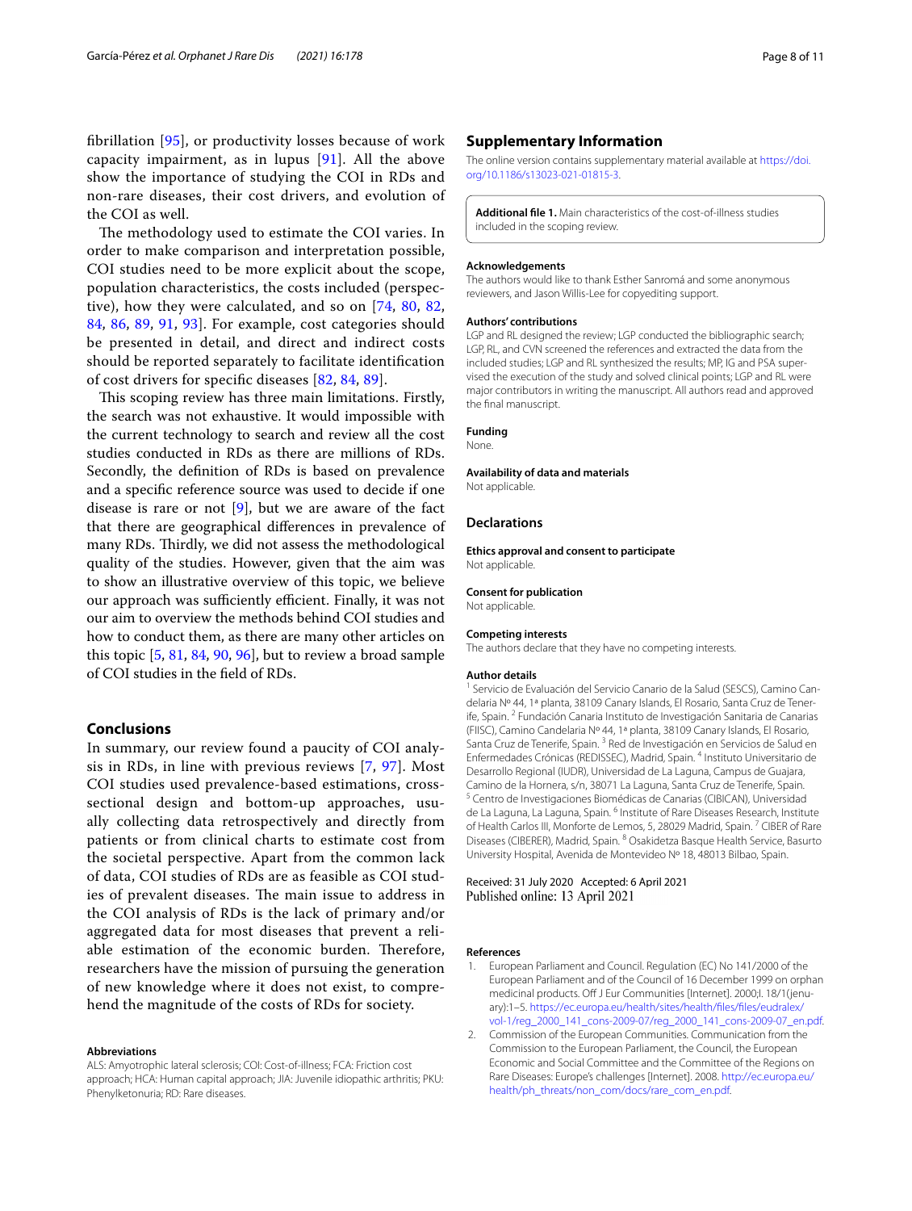fibrillation [95], or productivity losses because of work capacity impairment, as in lupus [91]. All the above show the importance of studying the COI in RDs and non-rare diseases, their cost drivers, and evolution of the COI as well.

The methodology used to estimate the COI varies. In order to make comparison and interpretation possible, COI studies need to be more explicit about the scope, population characteristics, the costs included (perspective), how they were calculated, and so on [74, 80, 82, 84, 86, 89, 91, 93]. For example, cost categories should be presented in detail, and direct and indirect costs should be reported separately to facilitate identification of cost drivers for specific diseases [82, 84, 89].

This scoping review has three main limitations. Firstly, the search was not exhaustive. It would impossible with the current technology to search and review all the cost studies conducted in RDs as there are millions of RDs. Secondly, the definition of RDs is based on prevalence and a specific reference source was used to decide if one disease is rare or not [9], but we are aware of the fact that there are geographical differences in prevalence of many RDs. Thirdly, we did not assess the methodological quality of the studies. However, given that the aim was to show an illustrative overview of this topic, we believe our approach was sufficiently efficient. Finally, it was not our aim to overview the methods behind COI studies and how to conduct them, as there are many other articles on this topic [5, 81, 84, 90, 96], but to review a broad sample of COI studies in the field of RDs.

## Conclusions

In summary, our review found a paucity of COI analysis in RDs, in line with previous reviews [7, 97]. Most COI studies used prevalence-based estimations, cross-sectional design and bottom-up approaches, usually collecting data retrospectively and directly from patients or from clinical charts to estimate cost from the societal perspective. Apart from the common lack of data, COI studies of RDs are as feasible as COI studies of prevalent diseases. The main issue to address in the COI analysis of RDs is the lack of primary and/or aggregated data for most diseases that prevent a reliable estimation of the economic burden. Therefore, researchers have the mission of pursuing the generation of new knowledge where it does not exist, to comprehend the magnitude of the costs of RDs for society.

#### Abbreviations

ALS: Amyotrophic lateral sclerosis; COI: Cost-of-illness; FCA: Friction cost approach; HCA: Human capital approach; JIA: Juvenile idiopathic arthritis; PKU: Phenylketonuria; RD: Rare diseases.

## Supplementary Information

The online version contains supplementary material available at https://doi.org/10.1186/s13023-021-01815-3.

**Additional file 1.** Main characteristics of the cost-of-illness studies included in the scoping review.

#### Acknowledgements

The authors would like to thank Esther Sanromá and some anonymous reviewers, and Jason Willis-Lee for copyediting support.

#### Authors' contributions

LGP and RL designed the review; LGP conducted the bibliographic search; LGP, RL, and CVN screened the references and extracted the data from the included studies; LGP and RL synthesized the results; MP, IG and PSA supervised the execution of the study and solved clinical points; LGP and RL were major contributors in writing the manuscript. All authors read and approved the final manuscript.

#### Funding

None.

#### Availability of data and materials

Not applicable.

## Declarations

#### Ethics approval and consent to participate

Not applicable.

#### Consent for publication

Not applicable.

#### Competing interests

The authors declare that they have no competing interests.

#### Author details

[1] Servicio de Evaluación del Servicio Canario de la Salud (SESCS), Camino Candelaria Nº 44, 1ª planta, 38109 Canary Islands, El Rosario, Santa Cruz de Tenerife, Spain. [2] Fundación Canaria Instituto de Investigación Sanitaria de Canarias (FIISC), Camino Candelaria Nº 44, 1ª planta, 38109 Canary Islands, El Rosario, Santa Cruz de Tenerife, Spain. [3] Red de Investigación en Servicios de Salud en Enfermedades Crónicas (REDISSEC), Madrid, Spain. [4] Instituto Universitario de Desarrollo Regional (IUDR), Universidad de La Laguna, Campus de Guajara, Camino de la Hornera, s/n, 38071 La Laguna, Santa Cruz de Tenerife, Spain. [5] Centro de Investigaciones Biomédicas de Canarias (CIBICAN), Universidad de La Laguna, La Laguna, Spain. [6] Institute of Rare Diseases Research, Institute of Health Carlos III, Monforte de Lemos, 5, 28029 Madrid, Spain. [7] CIBER of Rare Diseases (CIBERER), Madrid, Spain. [8] Osakidetza Basque Health Service, Basurto University Hospital, Avenida de Montevideo Nº 18, 48013 Bilbao, Spain.

Received: 31 July 2020 Accepted: 6 April 2021
Published online: 13 April 2021

#### References

1. European Parliament and Council. Regulation (EC) No 141/2000 of the European Parliament and of the Council of 16 December 1999 on orphan medicinal products. Off J Eur Communities [Internet]. 2000;l. 18/1(jenuary):1–5. https://ec.europa.eu/health/sites/health/files/files/eudralex/vol-1/reg_2000_141_cons-2009-07/reg_2000_141_cons-2009-07_en.pdf.
2. Commission of the European Communities. Communication from the Commission to the European Parliament, the Council, the European Economic and Social Committee and the Committee of the Regions on Rare Diseases: Europe's challenges [Internet]. 2008. http://ec.europa.eu/health/ph_threats/non_com/docs/rare_com_en.pdf.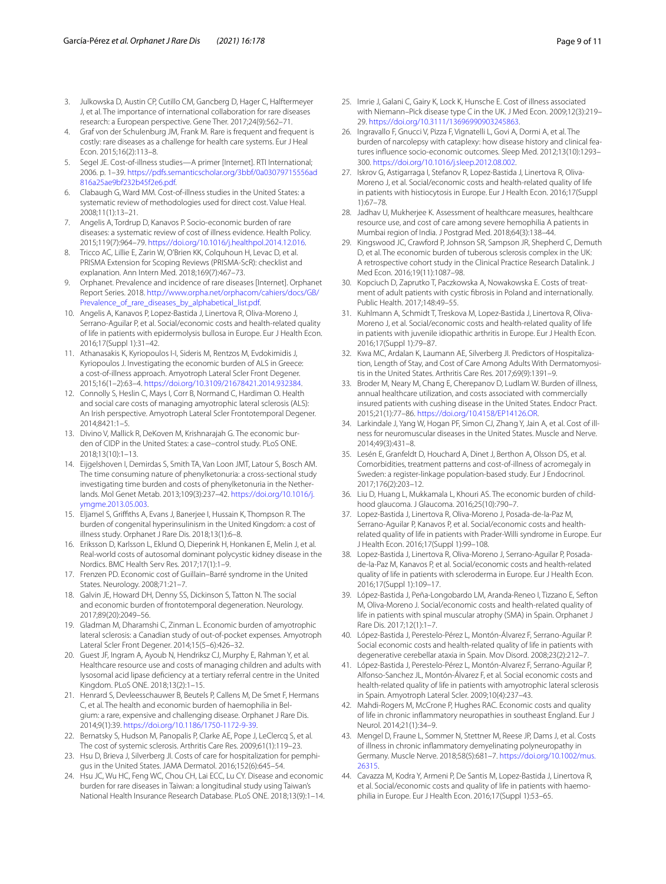3. Julkowska D, Austin CP, Cutillo CM, Gancberg D, Hager C, Halftermeyer J, et al. The importance of international collaboration for rare diseases research: a European perspective. Gene Ther. 2017;24(9):562–71.
4. Graf von der Schulenburg JM, Frank M. Rare is frequent and frequent is costly: rare diseases as a challenge for health care systems. Eur J Heal Econ. 2015;16(2):113–8.
5. Segel JE. Cost-of-illness studies—A primer [Internet]. RTI International; 2006. p. 1–39. https://pdfs.semanticscholar.org/3bbf/0a03079715556ad816a25ae9bf232b45f2e6.pdf.
6. Clabaugh G, Ward MM. Cost-of-illness studies in the United States: a systematic review of methodologies used for direct cost. Value Heal. 2008;11(1):13–21.
7. Angelis A, Tordrup D, Kanavos P. Socio-economic burden of rare diseases: a systematic review of cost of illness evidence. Health Policy. 2015;119(7):964–79. https://doi.org/10.1016/j.healthpol.2014.12.016.
8. Tricco AC, Lillie E, Zarin W, O'Brien KK, Colquhoun H, Levac D, et al. PRISMA Extension for Scoping Reviews (PRISMA-ScR): checklist and explanation. Ann Intern Med. 2018;169(7):467–73.
9. Orphanet. Prevalence and incidence of rare diseases [Internet]. Orphanet Report Series. 2018. http://www.orpha.net/orphacom/cahiers/docs/GB/Prevalence_of_rare_diseases_by_alphabetical_list.pdf.
10. Angelis A, Kanavos P, Lopez-Bastida J, Linertova R, Oliva-Moreno J, Serrano-Aguilar P, et al. Social/economic costs and health-related quality of life in patients with epidermolysis bullosa in Europe. Eur J Health Econ. 2016;17(Suppl 1):31–42.
11. Athanasakis K, Kyriopoulos I-I, Sideris M, Rentzos M, Evdokimidis J, Kyriopoulos J. Investigating the economic burden of ALS in Greece: a cost-of-illness approach. Amyotroph Lateral Scler Front Degener. 2015;16(1–2):63–4. https://doi.org/10.3109/21678421.2014.932384.
12. Connolly S, Heslin C, Mays I, Corr B, Normand C, Hardiman O. Health and social care costs of managing amyotrophic lateral sclerosis (ALS): An Irish perspective. Amyotroph Lateral Scler Frontotemporal Degener. 2014;8421:1–5.
13. Divino V, Mallick R, DeKoven M, Krishnarajah G. The economic burden of CIDP in the United States: a case–control study. PLoS ONE. 2018;13(10):1–13.
14. Eijgelshoven I, Demirdas S, Smith TA, Van Loon JMT, Latour S, Bosch AM. The time consuming nature of phenylketonuria: a cross-sectional study investigating time burden and costs of phenylketonuria in the Netherlands. Mol Genet Metab. 2013;109(3):237–42. https://doi.org/10.1016/j.ymgme.2013.05.003.
15. Eljamel S, Griffiths A, Evans J, Banerjee I, Hussain K, Thompson R. The burden of congenital hyperinsulinism in the United Kingdom: a cost of illness study. Orphanet J Rare Dis. 2018;13(1):6–8.
16. Eriksson D, Karlsson L, Eklund O, Dieperink H, Honkanen E, Melin J, et al. Real-world costs of autosomal dominant polycystic kidney disease in the Nordics. BMC Health Serv Res. 2017;17(1):1–9.
17. Frenzen PD. Economic cost of Guillain–Barré syndrome in the United States. Neurology. 2008;71:21–7.
18. Galvin JE, Howard DH, Denny SS, Dickinson S, Tatton N. The social and economic burden of frontotemporal degeneration. Neurology. 2017;89(20):2049–56.
19. Gladman M, Dharamshi C, Zinman L. Economic burden of amyotrophic lateral sclerosis: a Canadian study of out-of-pocket expenses. Amyotroph Lateral Scler Front Degener. 2014;15(5–6):426–32.
20. Guest JF, Ingram A, Ayoub N, Hendriksz CJ, Murphy E, Rahman Y, et al. Healthcare resource use and costs of managing children and adults with lysosomal acid lipase deficiency at a tertiary referral centre in the United Kingdom. PLoS ONE. 2018;13(2):1–15.
21. Henrard S, Devleesschauwer B, Beutels P, Callens M, De Smet F, Hermans C, et al. The health and economic burden of haemophilia in Belgium: a rare, expensive and challenging disease. Orphanet J Rare Dis. 2014;9(1):39. https://doi.org/10.1186/1750-1172-9-39.
22. Bernatsky S, Hudson M, Panopalis P, Clarke AE, Pope J, LeClercq S, et al. The cost of systemic sclerosis. Arthritis Care Res. 2009;61(1):119–23.
23. Hsu D, Brieva J, Silverberg JI. Costs of care for hospitalization for pemphigus in the United States. JAMA Dermatol. 2016;152(6):645–54.
24. Hsu JC, Wu HC, Feng WC, Chou CH, Lai ECC, Lu CY. Disease and economic burden for rare diseases in Taiwan: a longitudinal study using Taiwan's National Health Insurance Research Database. PLoS ONE. 2018;13(9):1–14.
25. Imrie J, Galani C, Gairy K, Lock K, Hunsche E. Cost of illness associated with Niemann–Pick disease type C in the UK. J Med Econ. 2009;12(3):219–29. https://doi.org/10.3111/13696990903245863.
26. Ingravallo F, Gnucci V, Pizza F, Vignatelli L, Govi A, Dormi A, et al. The burden of narcolepsy with cataplexy: how disease history and clinical features influence socio-economic outcomes. Sleep Med. 2012;13(10):1293–300. https://doi.org/10.1016/j.sleep.2012.08.002.
27. Iskrov G, Astigarraga I, Stefanov R, Lopez-Bastida J, Linertova R, Oliva-Moreno J, et al. Social/economic costs and health-related quality of life in patients with histiocytosis in Europe. Eur J Health Econ. 2016;17(Suppl 1):67–78.
28. Jadhav U, Mukherjee K. Assessment of healthcare measures, healthcare resource use, and cost of care among severe hemophilia A patients in Mumbai region of India. J Postgrad Med. 2018;64(3):138–44.
29. Kingswood JC, Crawford P, Johnson SR, Sampson JR, Shepherd C, Demuth D, et al. The economic burden of tuberous sclerosis complex in the UK: A retrospective cohort study in the Clinical Practice Research Datalink. J Med Econ. 2016;19(11):1087–98.
30. Kopciuch D, Zaprutko T, Paczkowska A, Nowakowska E. Costs of treatment of adult patients with cystic fibrosis in Poland and internationally. Public Health. 2017;148:49–55.
31. Kuhlmann A, Schmidt T, Treskova M, Lopez-Bastida J, Linertova R, Oliva-Moreno J, et al. Social/economic costs and health-related quality of life in patients with juvenile idiopathic arthritis in Europe. Eur J Health Econ. 2016;17(Suppl 1):79–87.
32. Kwa MC, Ardalan K, Laumann AE, Silverberg JI. Predictors of Hospitalization, Length of Stay, and Cost of Care Among Adults With Dermatomyositis in the United States. Arthritis Care Res. 2017;69(9):1391–9.
33. Broder M, Neary M, Chang E, Cherepanov D, Ludlam W. Burden of illness, annual healthcare utilization, and costs associated with commercially insured patients with cushing disease in the United States. Endocr Pract. 2015;21(1):77–86. https://doi.org/10.4158/EP14126.OR.
34. Larkindale J, Yang W, Hogan PF, Simon CJ, Zhang Y, Jain A, et al. Cost of illness for neuromuscular diseases in the United States. Muscle and Nerve. 2014;49(3):431–8.
35. Lesén E, Granfeldt D, Houchard A, Dinet J, Berthon A, Olsson DS, et al. Comorbidities, treatment patterns and cost-of-illness of acromegaly in Sweden: a register-linkage population-based study. Eur J Endocrinol. 2017;176(2):203–12.
36. Liu D, Huang L, Mukkamala L, Khouri AS. The economic burden of childhood glaucoma. J Glaucoma. 2016;25(10):790–7.
37. Lopez-Bastida J, Linertova R, Oliva-Moreno J, Posada-de-la-Paz M, Serrano-Aguilar P, Kanavos P, et al. Social/economic costs and health-related quality of life in patients with Prader-Willi syndrome in Europe. Eur J Health Econ. 2016;17(Suppl 1):99–108.
38. Lopez-Bastida J, Linertova R, Oliva-Moreno J, Serrano-Aguilar P, Posada-de-la-Paz M, Kanavos P, et al. Social/economic costs and health-related quality of life in patients with scleroderma in Europe. Eur J Health Econ. 2016;17(Suppl 1):109–17.
39. López-Bastida J, Peña-Longobardo LM, Aranda-Reneo I, Tizzano E, Sefton M, Oliva-Moreno J. Social/economic costs and health-related quality of life in patients with spinal muscular atrophy (SMA) in Spain. Orphanet J Rare Dis. 2017;12(1):1–7.
40. López-Bastida J, Perestelo-Pérez L, Montón-Álvarez F, Serrano-Aguilar P. Social economic costs and health-related quality of life in patients with degenerative cerebellar ataxia in Spain. Mov Disord. 2008;23(2):212–7.
41. López-Bastida J, Perestelo-Pérez L, Montón-Alvarez F, Serrano-Aguilar P, Alfonso-Sanchez JL, Montón-Álvarez F, et al. Social economic costs and health-related quality of life in patients with amyotrophic lateral sclerosis in Spain. Amyotroph Lateral Scler. 2009;10(4):237–43.
42. Mahdi-Rogers M, McCrone P, Hughes RAC. Economic costs and quality of life in chronic inflammatory neuropathies in southeast England. Eur J Neurol. 2014;21(1):34–9.
43. Mengel D, Fraune L, Sommer N, Stettner M, Reese JP, Dams J, et al. Costs of illness in chronic inflammatory demyelinating polyneuropathy in Germany. Muscle Nerve. 2018;58(5):681–7. https://doi.org/10.1002/mus.26315.
44. Cavazza M, Kodra Y, Armeni P, De Santis M, Lopez-Bastida J, Linertova R, et al. Social/economic costs and quality of life in patients with haemophilia in Europe. Eur J Health Econ. 2016;17(Suppl 1):53–65.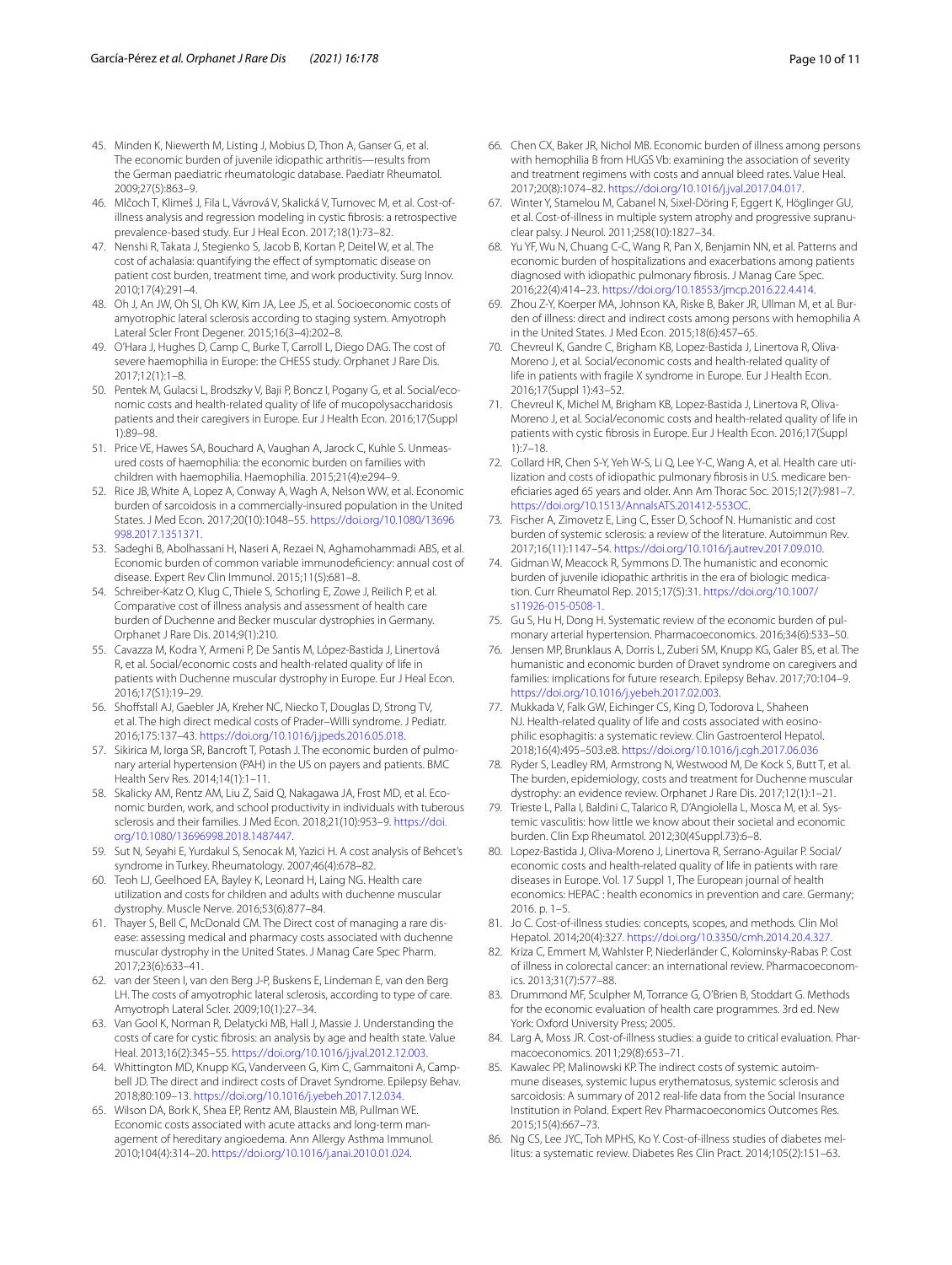45. Minden K, Niewerth M, Listing J, Mobius D, Thon A, Ganser G, et al. The economic burden of juvenile idiopathic arthritis—results from the German paediatric rheumatologic database. Paediatr Rheumatol. 2009;27(5):863–9.
46. Mlčoch T, Klimeš J, Fila L, Vávrová V, Skalická V, Turnovec M, et al. Cost-of-illness analysis and regression modeling in cystic fibrosis: a retrospective prevalence-based study. Eur J Heal Econ. 2017;18(1):73–82.
47. Nenshi R, Takata J, Stegienko S, Jacob B, Kortan P, Deitel W, et al. The cost of achalasia: quantifying the effect of symptomatic disease on patient cost burden, treatment time, and work productivity. Surg Innov. 2010;17(4):291–4.
48. Oh J, An JW, Oh SI, Oh KW, Kim JA, Lee JS, et al. Socioeconomic costs of amyotrophic lateral sclerosis according to staging system. Amyotroph Lateral Scler Front Degener. 2015;16(3–4):202–8.
49. O'Hara J, Hughes D, Camp C, Burke T, Carroll L, Diego DAG. The cost of severe haemophilia in Europe: the CHESS study. Orphanet J Rare Dis. 2017;12(1):1–8.
50. Pentek M, Gulacsi L, Brodszky V, Baji P, Boncz I, Pogany G, et al. Social/economic costs and health-related quality of life of mucopolysaccharidosis patients and their caregivers in Europe. Eur J Health Econ. 2016;17(Suppl 1):89–98.
51. Price VE, Hawes SA, Bouchard A, Vaughan A, Jarock C, Kuhle S. Unmeasured costs of haemophilia: the economic burden on families with children with haemophilia. Haemophilia. 2015;21(4):e294–9.
52. Rice JB, White A, Lopez A, Conway A, Wagh A, Nelson WW, et al. Economic burden of sarcoidosis in a commercially-insured population in the United States. J Med Econ. 2017;20(10):1048–55. https://doi.org/10.1080/13696998.2017.1351371.
53. Sadeghi B, Abolhassani H, Naseri A, Rezaei N, Aghamohammadi ABS, et al. Economic burden of common variable immunodeficiency: annual cost of disease. Expert Rev Clin Immunol. 2015;11(5):681–8.
54. Schreiber-Katz O, Klug C, Thiele S, Schorling E, Zowe J, Reilich P, et al. Comparative cost of illness analysis and assessment of health care burden of Duchenne and Becker muscular dystrophies in Germany. Orphanet J Rare Dis. 2014;9(1):210.
55. Cavazza M, Kodra Y, Armeni P, De Santis M, López-Bastida J, Linertová R, et al. Social/economic costs and health-related quality of life in patients with Duchenne muscular dystrophy in Europe. Eur J Heal Econ. 2016;17(S1):19–29.
56. Shoffstall AJ, Gaebler JA, Kreher NC, Niecko T, Douglas D, Strong TV, et al. The high direct medical costs of Prader–Willi syndrome. J Pediatr. 2016;175:137–43. https://doi.org/10.1016/j.jpeds.2016.05.018.
57. Sikirica M, Iorga SR, Bancroft T, Potash J. The economic burden of pulmonary arterial hypertension (PAH) in the US on payers and patients. BMC Health Serv Res. 2014;14(1):1–11.
58. Skalicky AM, Rentz AM, Liu Z, Said Q, Nakagawa JA, Frost MD, et al. Economic burden, work, and school productivity in individuals with tuberous sclerosis and their families. J Med Econ. 2018;21(10):953–9. https://doi.org/10.1080/13696998.2018.1487447.
59. Sut N, Seyahi E, Yurdakul S, Senocak M, Yazici H. A cost analysis of Behcet's syndrome in Turkey. Rheumatology. 2007;46(4):678–82.
60. Teoh LJ, Geelhoed EA, Bayley K, Leonard H, Laing NG. Health care utilization and costs for children and adults with duchenne muscular dystrophy. Muscle Nerve. 2016;53(6):877–84.
61. Thayer S, Bell C, McDonald CM. The Direct cost of managing a rare disease: assessing medical and pharmacy costs associated with duchenne muscular dystrophy in the United States. J Manag Care Spec Pharm. 2017;23(6):633–41.
62. van der Steen I, van den Berg J-P, Buskens E, Lindeman E, van den Berg LH. The costs of amyotrophic lateral sclerosis, according to type of care. Amyotroph Lateral Scler. 2009;10(1):27–34.
63. Van Gool K, Norman R, Delatycki MB, Hall J, Massie J. Understanding the costs of care for cystic fibrosis: an analysis by age and health state. Value Heal. 2013;16(2):345–55. https://doi.org/10.1016/j.jval.2012.12.003.
64. Whittington MD, Knupp KG, Vanderveen G, Kim C, Gammaitoni A, Campbell JD. The direct and indirect costs of Dravet Syndrome. Epilepsy Behav. 2018;80:109–13. https://doi.org/10.1016/j.yebeh.2017.12.034.
65. Wilson DA, Bork K, Shea EP, Rentz AM, Blaustein MB, Pullman WE. Economic costs associated with acute attacks and long-term management of hereditary angioedema. Ann Allergy Asthma Immunol. 2010;104(4):314–20. https://doi.org/10.1016/j.anai.2010.01.024.
66. Chen CX, Baker JR, Nichol MB. Economic burden of illness among persons with hemophilia B from HUGS Vb: examining the association of severity and treatment regimens with costs and annual bleed rates. Value Heal. 2017;20(8):1074–82. https://doi.org/10.1016/j.jval.2017.04.017.
67. Winter Y, Stamelou M, Cabanel N, Sixel-Döring F, Eggert K, Höglinger GU, et al. Cost-of-illness in multiple system atrophy and progressive supranuclear palsy. J Neurol. 2011;258(10):1827–34.
68. Yu YF, Wu N, Chuang C-C, Wang R, Pan X, Benjamin NN, et al. Patterns and economic burden of hospitalizations and exacerbations among patients diagnosed with idiopathic pulmonary fibrosis. J Manag Care Spec. 2016;22(4):414–23. https://doi.org/10.18553/jmcp.2016.22.4.414.
69. Zhou Z-Y, Koerper MA, Johnson KA, Riske B, Baker JR, Ullman M, et al. Burden of illness: direct and indirect costs among persons with hemophilia A in the United States. J Med Econ. 2015;18(6):457–65.
70. Chevreul K, Gandre C, Brigham KB, Lopez-Bastida J, Linertova R, Oliva-Moreno J, et al. Social/economic costs and health-related quality of life in patients with fragile X syndrome in Europe. Eur J Health Econ. 2016;17(Suppl 1):43–52.
71. Chevreul K, Michel M, Brigham KB, Lopez-Bastida J, Linertova R, Oliva-Moreno J, et al. Social/economic costs and health-related quality of life in patients with cystic fibrosis in Europe. Eur J Health Econ. 2016;17(Suppl 1):7–18.
72. Collard HR, Chen S-Y, Yeh W-S, Li Q, Lee Y-C, Wang A, et al. Health care utilization and costs of idiopathic pulmonary fibrosis in U.S. medicare beneficiaries aged 65 years and older. Ann Am Thorac Soc. 2015;12(7):981–7. https://doi.org/10.1513/AnnalsATS.201412-553OC.
73. Fischer A, Zimovetz E, Ling C, Esser D, Schoof N. Humanistic and cost burden of systemic sclerosis: a review of the literature. Autoimmun Rev. 2017;16(11):1147–54. https://doi.org/10.1016/j.autrev.2017.09.010.
74. Gidman W, Meacock R, Symmons D. The humanistic and economic burden of juvenile idiopathic arthritis in the era of biologic medication. Curr Rheumatol Rep. 2015;17(5):31. https://doi.org/10.1007/s11926-015-0508-1.
75. Gu S, Hu H, Dong H. Systematic review of the economic burden of pulmonary arterial hypertension. Pharmacoeconomics. 2016;34(6):533–50.
76. Jensen MP, Brunklaus A, Dorris L, Zuberi SM, Knupp KG, Galer BS, et al. The humanistic and economic burden of Dravet syndrome on caregivers and families: implications for future research. Epilepsy Behav. 2017;70:104–9. https://doi.org/10.1016/j.yebeh.2017.02.003.
77. Mukkada V, Falk GW, Eichinger CS, King D, Todorova L, Shaheen NJ. Health-related quality of life and costs associated with eosinophilic esophagitis: a systematic review. Clin Gastroenterol Hepatol. 2018;16(4):495–503.e8. https://doi.org/10.1016/j.cgh.2017.06.036
78. Ryder S, Leadley RM, Armstrong N, Westwood M, De Kock S, Butt T, et al. The burden, epidemiology, costs and treatment for Duchenne muscular dystrophy: an evidence review. Orphanet J Rare Dis. 2017;12(1):1–21.
79. Trieste L, Palla I, Baldini C, Talarico R, D'Angiolella L, Mosca M, et al. Systemic vasculitis: how little we know about their societal and economic burden. Clin Exp Rheumatol. 2012;30(4Suppl.73):6–8.
80. Lopez-Bastida J, Oliva-Moreno J, Linertova R, Serrano-Aguilar P. Social/economic costs and health-related quality of life in patients with rare diseases in Europe. Vol. 17 Suppl 1, The European journal of health economics: HEPAC : health economics in prevention and care. Germany; 2016. p. 1–5.
81. Jo C. Cost-of-illness studies: concepts, scopes, and methods. Clin Mol Hepatol. 2014;20(4):327. https://doi.org/10.3350/cmh.2014.20.4.327.
82. Kriza C, Emmert M, Wahlster P, Niederländer C, Kolominsky-Rabas P. Cost of illness in colorectal cancer: an international review. Pharmacoeconomics. 2013;31(7):577–88.
83. Drummond MF, Sculpher M, Torrance G, O'Brien B, Stoddart G. Methods for the economic evaluation of health care programmes. 3rd ed. New York: Oxford University Press; 2005.
84. Larg A, Moss JR. Cost-of-illness studies: a guide to critical evaluation. Pharmacoeconomics. 2011;29(8):653–71.
85. Kawalec PP, Malinowski KP. The indirect costs of systemic autoimmune diseases, systemic lupus erythematosus, systemic sclerosis and sarcoidosis: A summary of 2012 real-life data from the Social Insurance Institution in Poland. Expert Rev Pharmacoeconomics Outcomes Res. 2015;15(4):667–73.
86. Ng CS, Lee JYC, Toh MPHS, Ko Y. Cost-of-illness studies of diabetes mellitus: a systematic review. Diabetes Res Clin Pract. 2014;105(2):151–63.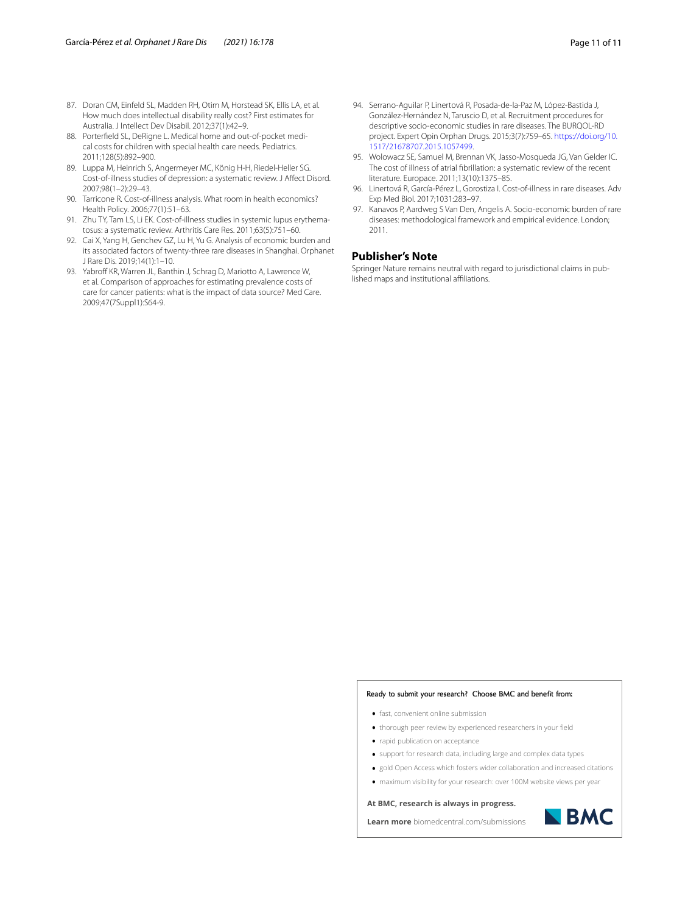87. Doran CM, Einfeld SL, Madden RH, Otim M, Horstead SK, Ellis LA, et al. How much does intellectual disability really cost? First estimates for Australia. J Intellect Dev Disabil. 2012;37(1):42–9.
88. Porterfield SL, DeRigne L. Medical home and out-of-pocket medical costs for children with special health care needs. Pediatrics. 2011;128(5):892–900.
89. Luppa M, Heinrich S, Angermeyer MC, König H-H, Riedel-Heller SG. Cost-of-illness studies of depression: a systematic review. J Affect Disord. 2007;98(1–2):29–43.
90. Tarricone R. Cost-of-illness analysis. What room in health economics? Health Policy. 2006;77(1):51–63.
91. Zhu TY, Tam LS, Li EK. Cost-of-illness studies in systemic lupus erythematosus: a systematic review. Arthritis Care Res. 2011;63(5):751–60.
92. Cai X, Yang H, Genchev GZ, Lu H, Yu G. Analysis of economic burden and its associated factors of twenty-three rare diseases in Shanghai. Orphanet J Rare Dis. 2019;14(1):1–10.
93. Yabroff KR, Warren JL, Banthin J, Schrag D, Mariotto A, Lawrence W, et al. Comparison of approaches for estimating prevalence costs of care for cancer patients: what is the impact of data source? Med Care. 2009;47(7Suppl1):S64-9.
94. Serrano-Aguilar P, Linertová R, Posada-de-la-Paz M, López-Bastida J, González-Hernández N, Taruscio D, et al. Recruitment procedures for descriptive socio-economic studies in rare diseases. The BURQOL-RD project. Expert Opin Orphan Drugs. 2015;3(7):759–65. https://doi.org/10.1517/21678707.2015.1057499.
95. Wolowacz SE, Samuel M, Brennan VK, Jasso-Mosqueda JG, Van Gelder IC. The cost of illness of atrial fibrillation: a systematic review of the recent literature. Europace. 2011;13(10):1375–85.
96. Linertová R, García-Pérez L, Gorostiza I. Cost-of-illness in rare diseases. Adv Exp Med Biol. 2017;1031:283–97.
97. Kanavos P, Aardweg S Van Den, Angelis A. Socio-economic burden of rare diseases: methodological framework and empirical evidence. London; 2011.

## Publisher's Note

Springer Nature remains neutral with regard to jurisdictional claims in published maps and institutional affiliations.

Ready to submit your research? Choose BMC and benefit from:

- fast, convenient online submission
- thorough peer review by experienced researchers in your field
- rapid publication on acceptance
- support for research data, including large and complex data types
- gold Open Access which fosters wider collaboration and increased citations
- maximum visibility for your research: over 100M website views per year

**At BMC, research is always in progress.**

**Learn more** biomedcentral.com/submissions

BMC